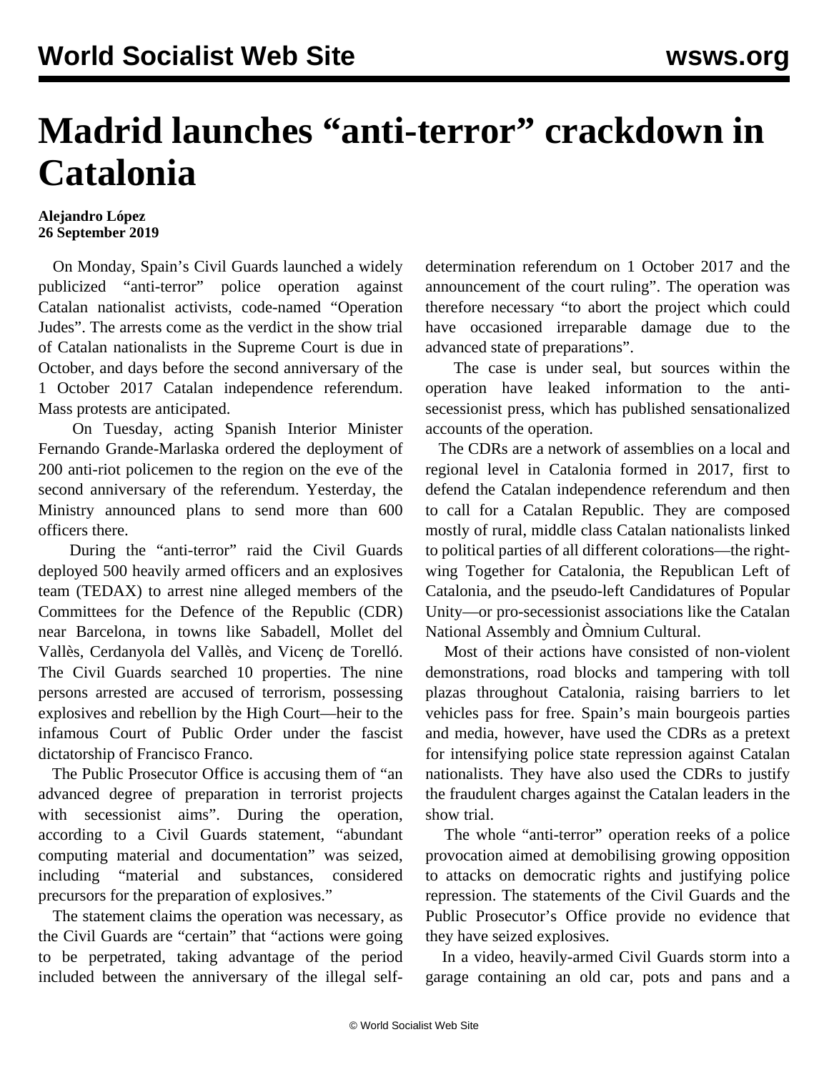# Madrid launches "anti-terror" crackdown in Catalonia

**Alejandro López**
**26 September 2019**

On Monday, Spain's Civil Guards launched a widely publicized "anti-terror" police operation against Catalan nationalist activists, code-named "Operation Judes". The arrests come as the verdict in the show trial of Catalan nationalists in the Supreme Court is due in October, and days before the second anniversary of the 1 October 2017 Catalan independence referendum. Mass protests are anticipated.

On Tuesday, acting Spanish Interior Minister Fernando Grande-Marlaska ordered the deployment of 200 anti-riot policemen to the region on the eve of the second anniversary of the referendum. Yesterday, the Ministry announced plans to send more than 600 officers there.

During the "anti-terror" raid the Civil Guards deployed 500 heavily armed officers and an explosives team (TEDAX) to arrest nine alleged members of the Committees for the Defence of the Republic (CDR) near Barcelona, in towns like Sabadell, Mollet del Vallès, Cerdanyola del Vallès, and Vicenç de Torelló. The Civil Guards searched 10 properties. The nine persons arrested are accused of terrorism, possessing explosives and rebellion by the High Court—heir to the infamous Court of Public Order under the fascist dictatorship of Francisco Franco.

The Public Prosecutor Office is accusing them of "an advanced degree of preparation in terrorist projects with secessionist aims". During the operation, according to a Civil Guards statement, "abundant computing material and documentation" was seized, including "material and substances, considered precursors for the preparation of explosives."

The statement claims the operation was necessary, as the Civil Guards are "certain" that "actions were going to be perpetrated, taking advantage of the period included between the anniversary of the illegal self-determination referendum on 1 October 2017 and the announcement of the court ruling". The operation was therefore necessary "to abort the project which could have occasioned irreparable damage due to the advanced state of preparations".

The case is under seal, but sources within the operation have leaked information to the anti-secessionist press, which has published sensationalized accounts of the operation.

The CDRs are a network of assemblies on a local and regional level in Catalonia formed in 2017, first to defend the Catalan independence referendum and then to call for a Catalan Republic. They are composed mostly of rural, middle class Catalan nationalists linked to political parties of all different colorations—the right-wing Together for Catalonia, the Republican Left of Catalonia, and the pseudo-left Candidatures of Popular Unity—or pro-secessionist associations like the Catalan National Assembly and Òmnium Cultural.

Most of their actions have consisted of non-violent demonstrations, road blocks and tampering with toll plazas throughout Catalonia, raising barriers to let vehicles pass for free. Spain's main bourgeois parties and media, however, have used the CDRs as a pretext for intensifying police state repression against Catalan nationalists. They have also used the CDRs to justify the fraudulent charges against the Catalan leaders in the show trial.

The whole "anti-terror" operation reeks of a police provocation aimed at demobilising growing opposition to attacks on democratic rights and justifying police repression. The statements of the Civil Guards and the Public Prosecutor's Office provide no evidence that they have seized explosives.

In a video, heavily-armed Civil Guards storm into a garage containing an old car, pots and pans and a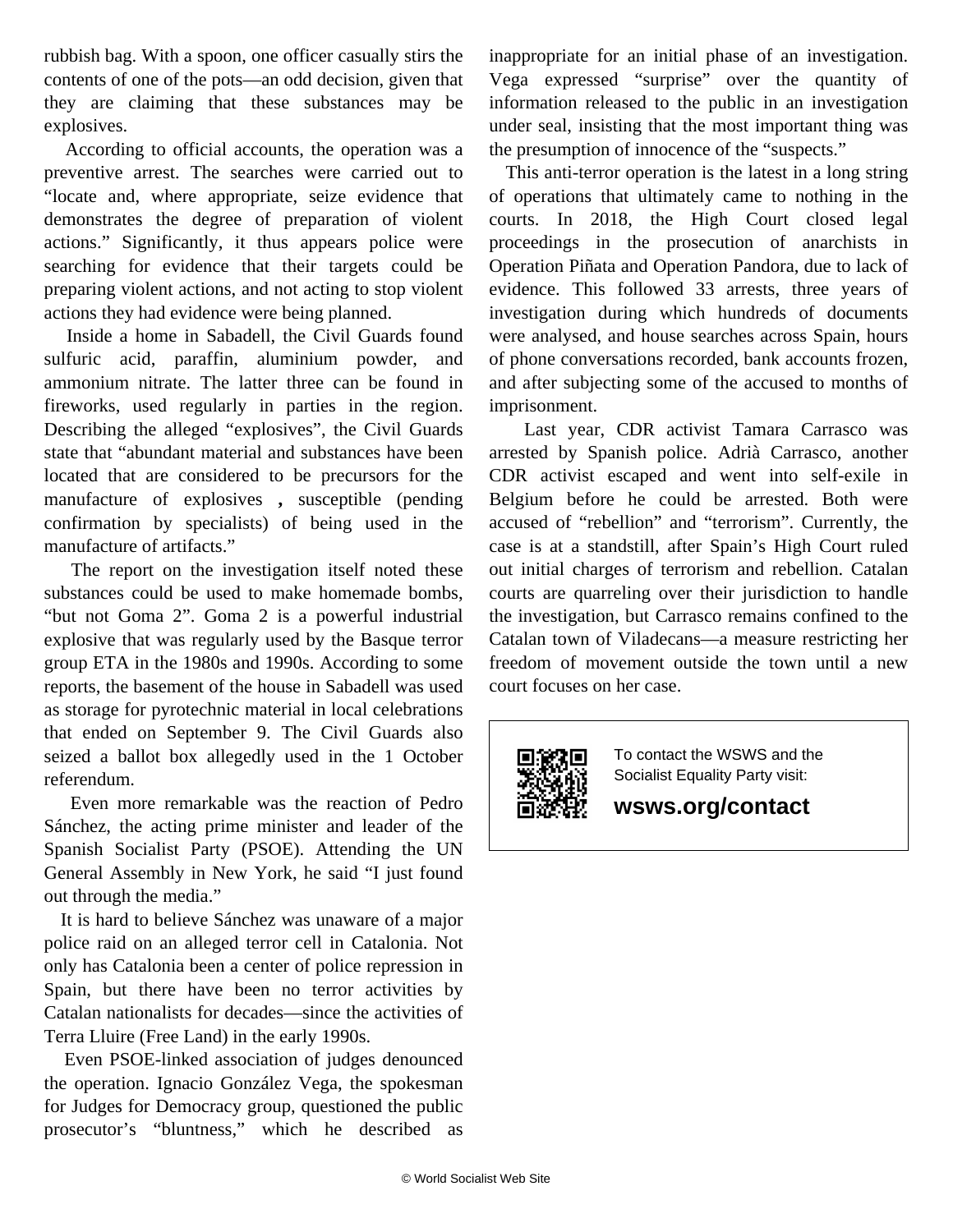rubbish bag. With a spoon, one officer casually stirs the contents of one of the pots—an odd decision, given that they are claiming that these substances may be explosives.

According to official accounts, the operation was a preventive arrest. The searches were carried out to "locate and, where appropriate, seize evidence that demonstrates the degree of preparation of violent actions." Significantly, it thus appears police were searching for evidence that their targets could be preparing violent actions, and not acting to stop violent actions they had evidence were being planned.

Inside a home in Sabadell, the Civil Guards found sulfuric acid, paraffin, aluminium powder, and ammonium nitrate. The latter three can be found in fireworks, used regularly in parties in the region. Describing the alleged "explosives", the Civil Guards state that "abundant material and substances have been located that are considered to be precursors for the manufacture of explosives , susceptible (pending confirmation by specialists) of being used in the manufacture of artifacts."

The report on the investigation itself noted these substances could be used to make homemade bombs, "but not Goma 2". Goma 2 is a powerful industrial explosive that was regularly used by the Basque terror group ETA in the 1980s and 1990s. According to some reports, the basement of the house in Sabadell was used as storage for pyrotechnic material in local celebrations that ended on September 9. The Civil Guards also seized a ballot box allegedly used in the 1 October referendum.

Even more remarkable was the reaction of Pedro Sánchez, the acting prime minister and leader of the Spanish Socialist Party (PSOE). Attending the UN General Assembly in New York, he said "I just found out through the media."

It is hard to believe Sánchez was unaware of a major police raid on an alleged terror cell in Catalonia. Not only has Catalonia been a center of police repression in Spain, but there have been no terror activities by Catalan nationalists for decades—since the activities of Terra Lluire (Free Land) in the early 1990s.

Even PSOE-linked association of judges denounced the operation. Ignacio González Vega, the spokesman for Judges for Democracy group, questioned the public prosecutor's "bluntness," which he described as inappropriate for an initial phase of an investigation. Vega expressed "surprise" over the quantity of information released to the public in an investigation under seal, insisting that the most important thing was the presumption of innocence of the "suspects."

This anti-terror operation is the latest in a long string of operations that ultimately came to nothing in the courts. In 2018, the High Court closed legal proceedings in the prosecution of anarchists in Operation Piñata and Operation Pandora, due to lack of evidence. This followed 33 arrests, three years of investigation during which hundreds of documents were analysed, and house searches across Spain, hours of phone conversations recorded, bank accounts frozen, and after subjecting some of the accused to months of imprisonment.

Last year, CDR activist Tamara Carrasco was arrested by Spanish police. Adrià Carrasco, another CDR activist escaped and went into self-exile in Belgium before he could be arrested. Both were accused of "rebellion" and "terrorism". Currently, the case is at a standstill, after Spain's High Court ruled out initial charges of terrorism and rebellion. Catalan courts are quarreling over their jurisdiction to handle the investigation, but Carrasco remains confined to the Catalan town of Viladecans—a measure restricting her freedom of movement outside the town until a new court focuses on her case.

To contact the WSWS and the Socialist Equality Party visit:

**wsws.org/contact**